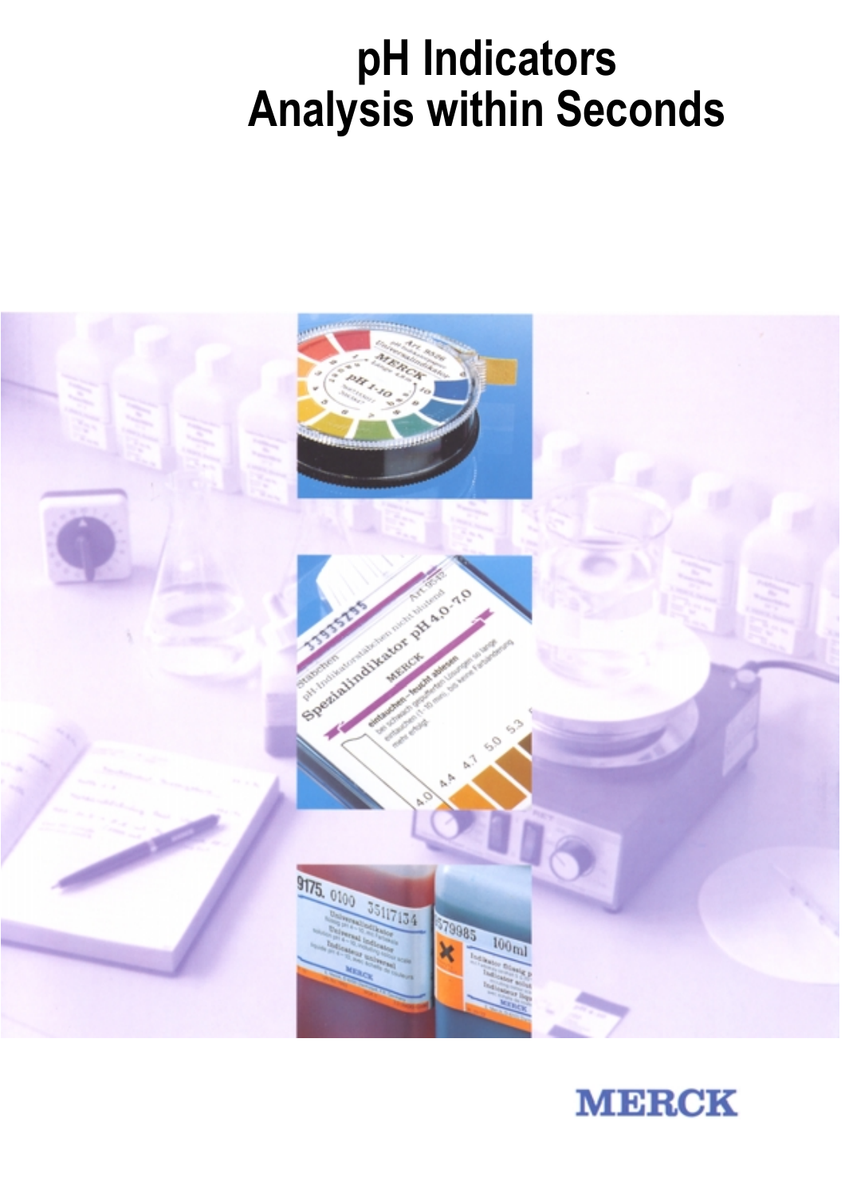# pH Indicators
# Analysis within Seconds

MERCK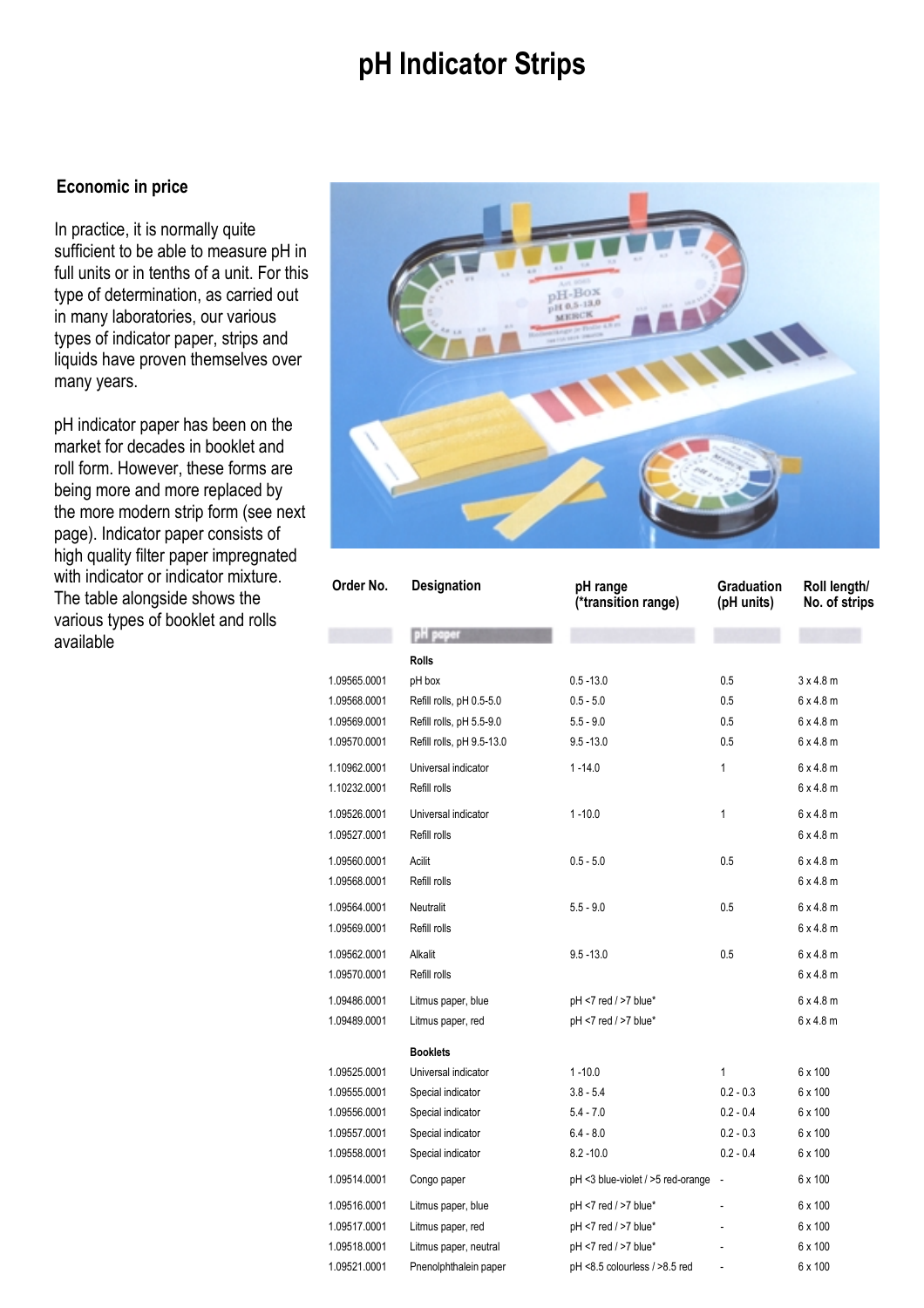# pH Indicator Strips

### Economic in price

In practice, it is normally quite sufficient to be able to measure pH in full units or in tenths of a unit. For this type of determination, as carried out in many laboratories, our various types of indicator paper, strips and liquids have proven themselves over many years.

pH indicator paper has been on the market for decades in booklet and roll form. However, these forms are being more and more replaced by the more modern strip form (see next page). Indicator paper consists of high quality filter paper impregnated with indicator or indicator mixture. The table alongside shows the various types of booklet and rolls available

| Order No. | Designation | pH range (*transition range) | Graduation (pH units) | Roll length/ No. of strips |
|---|---|---|---|---|
| | **pH paper** | | | |
| | **Rolls** | | | |
| 1.09565.0001 | pH box | 0.5 -13.0 | 0.5 | 3 x 4.8 m |
| 1.09568.0001 | Refill rolls, pH 0.5-5.0 | 0.5 - 5.0 | 0.5 | 6 x 4.8 m |
| 1.09569.0001 | Refill rolls, pH 5.5-9.0 | 5.5 - 9.0 | 0.5 | 6 x 4.8 m |
| 1.09570.0001 | Refill rolls, pH 9.5-13.0 | 9.5 -13.0 | 0.5 | 6 x 4.8 m |
| 1.10962.0001 | Universal indicator | 1 -14.0 | 1 | 6 x 4.8 m |
| 1.10232.0001 | Refill rolls | | | 6 x 4.8 m |
| 1.09526.0001 | Universal indicator | 1 -10.0 | 1 | 6 x 4.8 m |
| 1.09527.0001 | Refill rolls | | | 6 x 4.8 m |
| 1.09560.0001 | Acilit | 0.5 - 5.0 | 0.5 | 6 x 4.8 m |
| 1.09568.0001 | Refill rolls | | | 6 x 4.8 m |
| 1.09564.0001 | Neutralit | 5.5 - 9.0 | 0.5 | 6 x 4.8 m |
| 1.09569.0001 | Refill rolls | | | 6 x 4.8 m |
| 1.09562.0001 | Alkalit | 9.5 -13.0 | 0.5 | 6 x 4.8 m |
| 1.09570.0001 | Refill rolls | | | 6 x 4.8 m |
| 1.09486.0001 | Litmus paper, blue | pH <7 red / >7 blue* | | 6 x 4.8 m |
| 1.09489.0001 | Litmus paper, red | pH <7 red / >7 blue* | | 6 x 4.8 m |
| | **Booklets** | | | |
| 1.09525.0001 | Universal indicator | 1 -10.0 | 1 | 6 x 100 |
| 1.09555.0001 | Special indicator | 3.8 - 5.4 | 0.2 - 0.3 | 6 x 100 |
| 1.09556.0001 | Special indicator | 5.4 - 7.0 | 0.2 - 0.4 | 6 x 100 |
| 1.09557.0001 | Special indicator | 6.4 - 8.0 | 0.2 - 0.3 | 6 x 100 |
| 1.09558.0001 | Special indicator | 8.2 -10.0 | 0.2 - 0.4 | 6 x 100 |
| 1.09514.0001 | Congo paper | pH <3 blue-violet / >5 red-orange | - | 6 x 100 |
| 1.09516.0001 | Litmus paper, blue | pH <7 red / >7 blue* | - | 6 x 100 |
| 1.09517.0001 | Litmus paper, red | pH <7 red / >7 blue* | - | 6 x 100 |
| 1.09518.0001 | Litmus paper, neutral | pH <7 red / >7 blue* | - | 6 x 100 |
| 1.09521.0001 | Pnenolphthalein paper | pH <8.5 colourless / >8.5 red | - | 6 x 100 |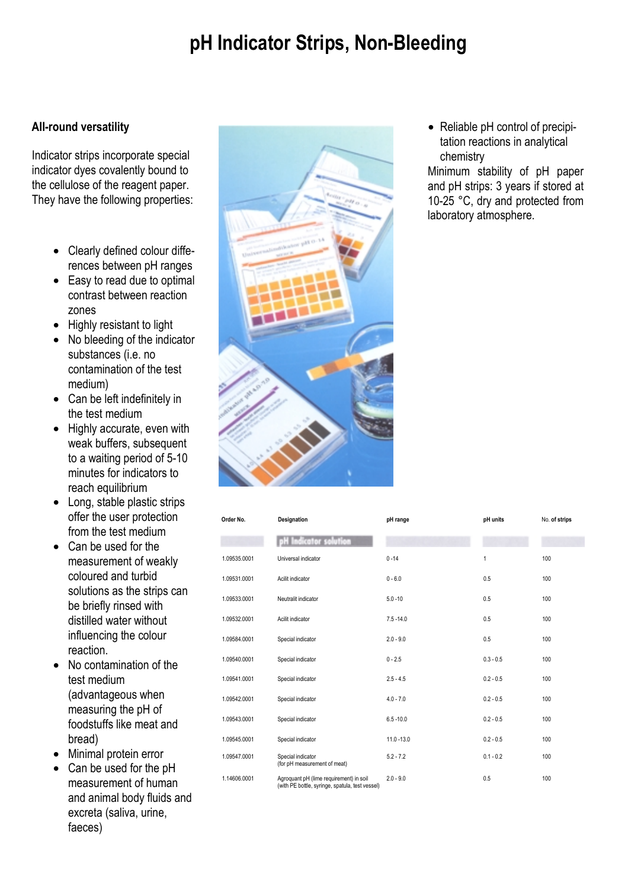# pH Indicator Strips, Non-Bleeding

## All-round versatility

Indicator strips incorporate special indicator dyes covalently bound to the cellulose of the reagent paper. They have the following properties:

- Clearly defined colour differences between pH ranges
- Easy to read due to optimal contrast between reaction zones
- Highly resistant to light
- No bleeding of the indicator substances (i.e. no contamination of the test medium)
- Can be left indefinitely in the test medium
- Highly accurate, even with weak buffers, subsequent to a waiting period of 5-10 minutes for indicators to reach equilibrium
- Long, stable plastic strips offer the user protection from the test medium
- Can be used for the measurement of weakly coloured and turbid solutions as the strips can be briefly rinsed with distilled water without influencing the colour reaction.
- No contamination of the test medium (advantageous when measuring the pH of foodstuffs like meat and bread)
- Minimal protein error
- Can be used for the pH measurement of human and animal body fluids and excreta (saliva, urine, faeces)
- Reliable pH control of precipitation reactions in analytical chemistry

Minimum stability of pH paper and pH strips: 3 years if stored at 10-25 °C, dry and protected from laboratory atmosphere.

| Order No. | Designation | pH range | pH units | No. of strips |
|---|---|---|---|---|
| | **pH Indicator solution** | | | |
| 1.09535.0001 | Universal indicator | 0 -14 | 1 | 100 |
| 1.09531.0001 | Acilit indicator | 0 - 6.0 | 0.5 | 100 |
| 1.09533.0001 | Neutralit indicator | 5.0 -10 | 0.5 | 100 |
| 1.09532.0001 | Acilit indicator | 7.5 -14.0 | 0.5 | 100 |
| 1.09584.0001 | Special indicator | 2.0 - 9.0 | 0.5 | 100 |
| 1.09540.0001 | Special indicator | 0 - 2.5 | 0.3 - 0.5 | 100 |
| 1.09541.0001 | Special indicator | 2.5 - 4.5 | 0.2 - 0.5 | 100 |
| 1.09542.0001 | Special indicator | 4.0 - 7.0 | 0.2 - 0.5 | 100 |
| 1.09543.0001 | Special indicator | 6.5 -10.0 | 0.2 - 0.5 | 100 |
| 1.09545.0001 | Special indicator | 11.0 -13.0 | 0.2 - 0.5 | 100 |
| 1.09547.0001 | Special indicator (for pH measurement of meat) | 5.2 - 7.2 | 0.1 - 0.2 | 100 |
| 1.14606.0001 | Agroquant pH (lime requirement) in soil (with PE bottle, syringe, spatula, test vessel) | 2.0 - 9.0 | 0.5 | 100 |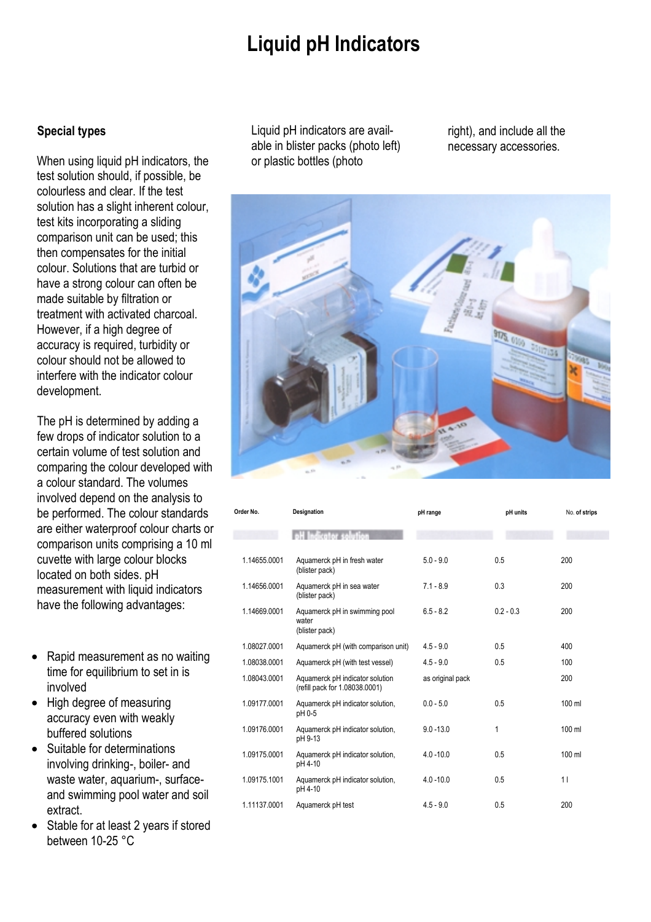# Liquid pH Indicators

## Special types

When using liquid pH indicators, the test solution should, if possible, be colourless and clear. If the test solution has a slight inherent colour, test kits incorporating a sliding comparison unit can be used; this then compensates for the initial colour. Solutions that are turbid or have a strong colour can often be made suitable by filtration or treatment with activated charcoal. However, if a high degree of accuracy is required, turbidity or colour should not be allowed to interfere with the indicator colour development.

The pH is determined by adding a few drops of indicator solution to a certain volume of test solution and comparing the colour developed with a colour standard. The volumes involved depend on the analysis to be performed. The colour standards are either waterproof colour charts or comparison units comprising a 10 ml cuvette with large colour blocks located on both sides. pH measurement with liquid indicators have the following advantages:

- Rapid measurement as no waiting time for equilibrium to set in is involved
- High degree of measuring accuracy even with weakly buffered solutions
- Suitable for determinations involving drinking-, boiler- and waste water, aquarium-, surface- and swimming pool water and soil extract.
- Stable for at least 2 years if stored between 10-25 °C

Liquid pH indicators are available in blister packs (photo left) or plastic bottles (photo right), and include all the necessary accessories.

| Order No. | Designation | pH range | pH units | No. of strips |
|---|---|---|---|---|
| | **pH Indicator solution** | | | |
| 1.14655.0001 | Aquamerck pH in fresh water (blister pack) | 5.0 - 9.0 | 0.5 | 200 |
| 1.14656.0001 | Aquamerck pH in sea water (blister pack) | 7.1 - 8.9 | 0.3 | 200 |
| 1.14669.0001 | Aquamerck pH in swimming pool water (blister pack) | 6.5 - 8.2 | 0.2 - 0.3 | 200 |
| 1.08027.0001 | Aquamerck pH (with comparison unit) | 4.5 - 9.0 | 0.5 | 400 |
| 1.08038.0001 | Aquamerck pH (with test vessel) | 4.5 - 9.0 | 0.5 | 100 |
| 1.08043.0001 | Aquamerck pH indicator solution (refill pack for 1.08038.0001) | as original pack | | 200 |
| 1.09177.0001 | Aquamerck pH indicator solution, pH 0-5 | 0.0 - 5.0 | 0.5 | 100 ml |
| 1.09176.0001 | Aquamerck pH indicator solution, pH 9-13 | 9.0 -13.0 | 1 | 100 ml |
| 1.09175.0001 | Aquamerck pH indicator solution, pH 4-10 | 4.0 -10.0 | 0.5 | 100 ml |
| 1.09175.1001 | Aquamerck pH indicator solution, pH 4-10 | 4.0 -10.0 | 0.5 | 1 l |
| 1.11137.0001 | Aquamerck pH test | 4.5 - 9.0 | 0.5 | 200 |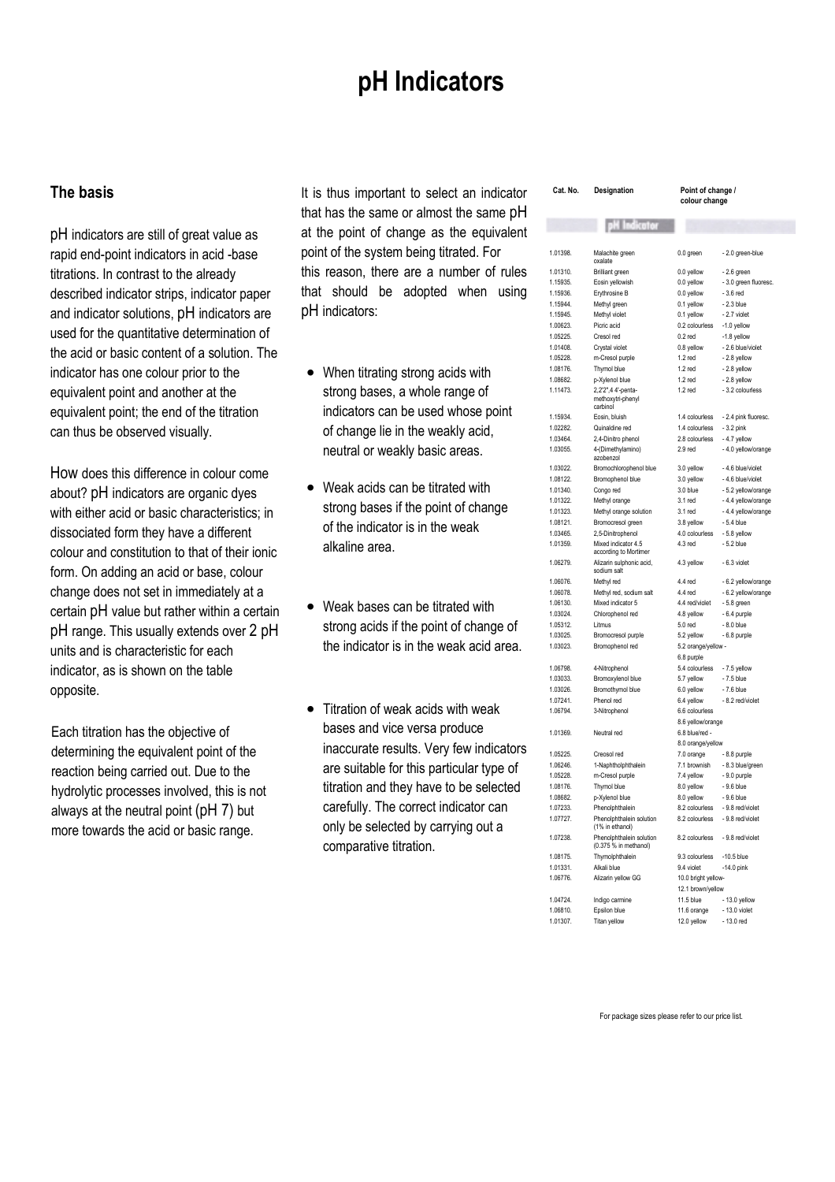# pH Indicators

## The basis

pH indicators are still of great value as rapid end-point indicators in acid -base titrations. In contrast to the already described indicator strips, indicator paper and indicator solutions, pH indicators are used for the quantitative determination of the acid or basic content of a solution. The indicator has one colour prior to the equivalent point and another at the equivalent point; the end of the titration can thus be observed visually.

How does this difference in colour come about? pH indicators are organic dyes with either acid or basic characteristics; in dissociated form they have a different colour and constitution to that of their ionic form. On adding an acid or base, colour change does not set in immediately at a certain pH value but rather within a certain pH range. This usually extends over 2 pH units and is characteristic for each indicator, as is shown on the table opposite.

Each titration has the objective of determining the equivalent point of the reaction being carried out. Due to the hydrolytic processes involved, this is not always at the neutral point (pH 7) but more towards the acid or basic range.

It is thus important to select an indicator that has the same or almost the same pH at the point of change as the equivalent point of the system being titrated. For this reason, there are a number of rules that should be adopted when using pH indicators:

- When titrating strong acids with strong bases, a whole range of indicators can be used whose point of change lie in the weakly acid, neutral or weakly basic areas.
- Weak acids can be titrated with strong bases if the point of change of the indicator is in the weak alkaline area.
- Weak bases can be titrated with strong acids if the point of change of the indicator is in the weak acid area.
- Titration of weak acids with weak bases and vice versa produce inaccurate results. Very few indicators are suitable for this particular type of titration and they have to be selected carefully. The correct indicator can only be selected by carrying out a comparative titration.

| Cat. No. | Designation | Point of change / colour change | |
|---|---|---|---|
| | **pH Indicator** | | |
| 1.01398. | Malachite green oxalate | 0.0 green | - 2.0 green-blue |
| 1.01310. | Brilliant green | 0.0 yellow | - 2.6 green |
| 1.15935. | Eosin yellowish | 0.0 yellow | - 3.0 green fluoresc. |
| 1.15936. | Erythrosine B | 0.0 yellow | - 3.6 red |
| 1.15944. | Methyl green | 0.1 yellow | - 2.3 blue |
| 1.15945. | Methyl violet | 0.1 yellow | - 2.7 violet |
| 1.00623. | Picric acid | 0.2 colourless | -1.0 yellow |
| 1.05225. | Cresol red | 0.2 red | -1.8 yellow |
| 1.01408. | Crystal violet | 0.8 yellow | - 2.6 blue/violet |
| 1.05228. | m-Cresol purple | 1.2 red | - 2.8 yellow |
| 1.08176. | Thymol blue | 1.2 red | - 2.8 yellow |
| 1.08682. | p-Xylenol blue | 1.2 red | - 2.8 yellow |
| 1.11473. | 2,2'2",4 4'-penta-methoxytri-phenyl carbinol | 1.2 red | - 3.2 colourless |
| 1.15934. | Eosin, bluish | 1.4 colourless | - 2.4 pink fluoresc. |
| 1.02282. | Quinaldine red | 1.4 colourless | - 3.2 pink |
| 1.03464. | 2,4-Dinitro phenol | 2.8 colourless | - 4.7 yellow |
| 1.03055. | 4-(Dimethylamino) azobenzol | 2.9 red | - 4.0 yellow/orange |
| 1.03022. | Bromochlorophenol blue | 3.0 yellow | - 4.6 blue/violet |
| 1.08122. | Bromophenol blue | 3.0 yellow | - 4.6 blue/violet |
| 1.01340. | Congo red | 3.0 blue | - 5.2 yellow/orange |
| 1.01322. | Methyl orange | 3.1 red | - 4.4 yellow/orange |
| 1.01323. | Methyl orange solution | 3.1 red | - 4.4 yellow/orange |
| 1.08121. | Bromocresol green | 3.8 yellow | - 5.4 blue |
| 1.03465. | 2,5-Dinitrophenol | 4.0 colourless | - 5.8 yellow |
| 1.01359. | Mixed indicator 4.5 according to Mortimer | 4.3 red | - 5.2 blue |
| 1.06279. | Alizarin sulphonic acid, sodium salt | 4.3 yellow | - 6.3 violet |
| 1.06076. | Methyl red | 4.4 red | - 6.2 yellow/orange |
| 1.06078. | Methyl red, sodium salt | 4.4 red | - 6.2 yellow/orange |
| 1.06130. | Mixed indicator 5 | 4.4 red/violet | - 5.8 green |
| 1.03024. | Chlorophenol red | 4.8 yellow | - 6.4 purple |
| 1.05312. | Litmus | 5.0 red | - 8.0 blue |
| 1.03025. | Bromocresol purple | 5.2 yellow | - 6.8 purple |
| 1.03023. | Bromophenol red | 5.2 orange/yellow - 6.8 purple | |
| 1.06798. | 4-Nitrophenol | 5.4 colourless | - 7.5 yellow |
| 1.03033. | Bromoxylenol blue | 5.7 yellow | - 7.5 blue |
| 1.03026. | Bromothymol blue | 6.0 yellow | - 7.6 blue |
| 1.07241. | Phenol red | 6.4 yellow | - 8.2 red/violet |
| 1.06794. | 3-Nitrophenol | 6.6 colourless 8.6 yellow/orange | |
| 1.01369. | Neutral red | 6.8 blue/red - 8.0 orange/yellow | |
| 1.05225. | Creosol red | 7.0 orange | - 8.8 purple |
| 1.06246. | 1-Naphtholphthalein | 7.1 brownish | - 8.3 blue/green |
| 1.05228. | m-Cresol purple | 7.4 yellow | - 9.0 purple |
| 1.08176. | Thymol blue | 8.0 yellow | - 9.6 blue |
| 1.08682. | p-Xylenol blue | 8.0 yellow | - 9.6 blue |
| 1.07233. | Phenolphthalein | 8.2 colourless | - 9.8 red/violet |
| 1.07727. | Phenolphthalein solution (1% in ethanol) | 8.2 colourless | - 9.8 red/violet |
| 1.07238. | Phenolphthalein solution (0.375 % in methanol) | 8.2 colourless | - 9.8 red/violet |
| 1.08175. | Thymolphthalein | 9.3 colourless | -10.5 blue |
| 1.01331. | Alkali blue | 9.4 violet | -14.0 pink |
| 1.06776. | Alizarin yellow GG | 10.0 bright yellow- 12.1 brown/yellow | |
| 1.04724. | Indigo carmine | 11.5 blue | - 13.0 yellow |
| 1.06810. | Epsilon blue | 11.6 orange | - 13.0 violet |
| 1.01307. | Titan yellow | 12.0 yellow | - 13.0 red |

For package sizes please refer to our price list.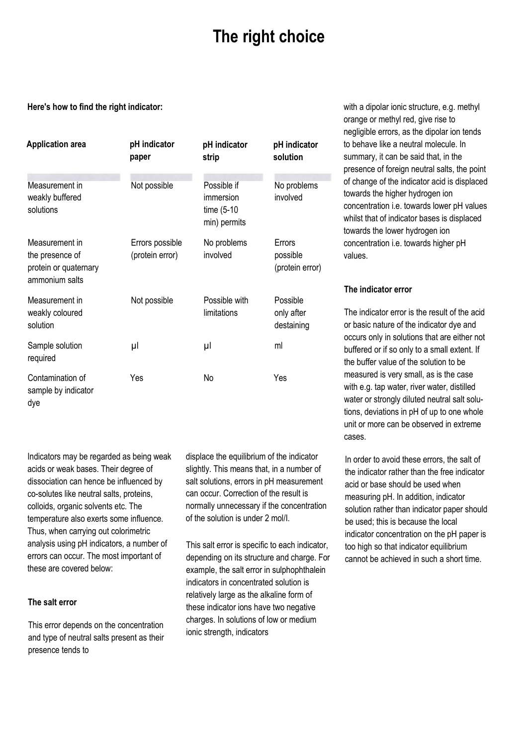# The right choice

**Here's how to find the right indicator:**

| Application area | pH indicator paper | pH indicator strip | pH indicator solution |
|---|---|---|---|
| Measurement in weakly buffered solutions | Not possible | Possible if immersion time (5-10 min) permits | No problems involved |
| Measurement in the presence of protein or quaternary ammonium salts | Errors possible (protein error) | No problems involved | Errors possible (protein error) |
| Measurement in weakly coloured solution | Not possible | Possible with limitations | Possible only after destaining |
| Sample solution required | µl | µl | ml |
| Contamination of sample by indicator dye | Yes | No | Yes |

Indicators may be regarded as being weak acids or weak bases. Their degree of dissociation can hence be influenced by co-solutes like neutral salts, proteins, colloids, organic solvents etc. The temperature also exerts some influence. Thus, when carrying out colorimetric analysis using pH indicators, a number of errors can occur. The most important of these are covered below:

### The salt error

This error depends on the concentration and type of neutral salts present as their presence tends to displace the equilibrium of the indicator slightly. This means that, in a number of salt solutions, errors in pH measurement can occur. Correction of the result is normally unnecessary if the concentration of the solution is under 2 mol/l.

This salt error is specific to each indicator, depending on its structure and charge. For example, the salt error in sulphophthalein indicators in concentrated solution is relatively large as the alkaline form of these indicator ions have two negative charges. In solutions of low or medium ionic strength, indicators with a dipolar ionic structure, e.g. methyl orange or methyl red, give rise to negligible errors, as the dipolar ion tends to behave like a neutral molecule. In summary, it can be said that, in the presence of foreign neutral salts, the point of change of the indicator acid is displaced towards the higher hydrogen ion concentration i.e. towards lower pH values whilst that of indicator bases is displaced towards the lower hydrogen ion concentration i.e. towards higher pH values.

### The indicator error

The indicator error is the result of the acid or basic nature of the indicator dye and occurs only in solutions that are either not buffered or if so only to a small extent. If the buffer value of the solution to be measured is very small, as is the case with e.g. tap water, river water, distilled water or strongly diluted neutral salt solutions, deviations in pH of up to one whole unit or more can be observed in extreme cases.

In order to avoid these errors, the salt of the indicator rather than the free indicator acid or base should be used when measuring pH. In addition, indicator solution rather than indicator paper should be used; this is because the local indicator concentration on the pH paper is too high so that indicator equilibrium cannot be achieved in such a short time.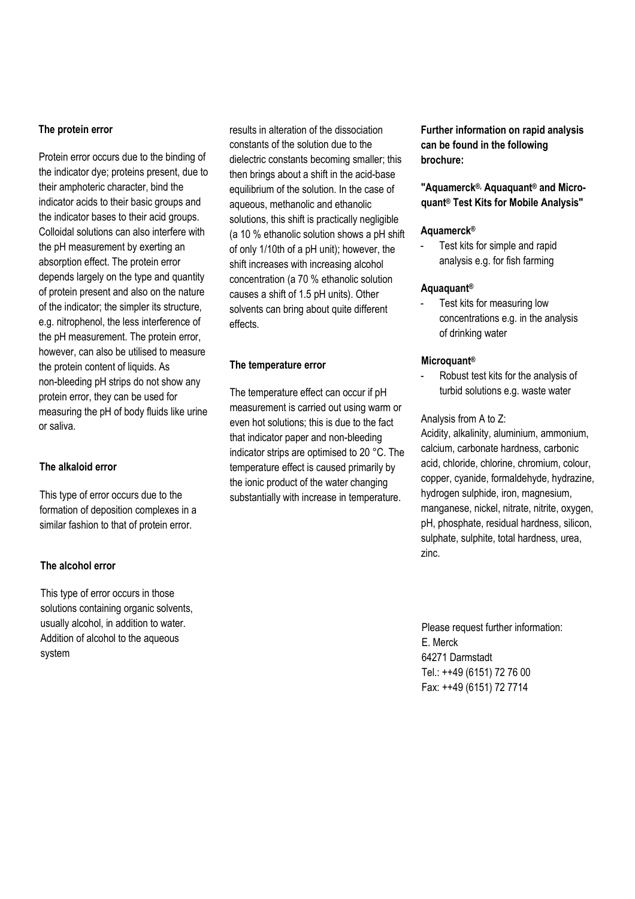### The protein error

Protein error occurs due to the binding of the indicator dye; proteins present, due to their amphoteric character, bind the indicator acids to their basic groups and the indicator bases to their acid groups. Colloidal solutions can also interfere with the pH measurement by exerting an absorption effect. The protein error depends largely on the type and quantity of protein present and also on the nature of the indicator; the simpler its structure, e.g. nitrophenol, the less interference of the pH measurement. The protein error, however, can also be utilised to measure the protein content of liquids. As non-bleeding pH strips do not show any protein error, they can be used for measuring the pH of body fluids like urine or saliva.

### The alkaloid error

This type of error occurs due to the formation of deposition complexes in a similar fashion to that of protein error.

### The alcohol error

This type of error occurs in those solutions containing organic solvents, usually alcohol, in addition to water. Addition of alcohol to the aqueous system results in alteration of the dissociation constants of the solution due to the dielectric constants becoming smaller; this then brings about a shift in the acid-base equilibrium of the solution. In the case of aqueous, methanolic and ethanolic solutions, this shift is practically negligible (a 10 % ethanolic solution shows a pH shift of only 1/10th of a pH unit); however, the shift increases with increasing alcohol concentration (a 70 % ethanolic solution causes a shift of 1.5 pH units). Other solvents can bring about quite different effects.

### The temperature error

The temperature effect can occur if pH measurement is carried out using warm or even hot solutions; this is due to the fact that indicator paper and non-bleeding indicator strips are optimised to 20 °C. The temperature effect is caused primarily by the ionic product of the water changing substantially with increase in temperature.

**Further information on rapid analysis can be found in the following brochure:**

**"Aquamerck®, Aquaquant® and Microquant® Test Kits for Mobile Analysis"**

**Aquamerck®**

- Test kits for simple and rapid analysis e.g. for fish farming

**Aquaquant®**

- Test kits for measuring low concentrations e.g. in the analysis of drinking water

**Microquant®**

- Robust test kits for the analysis of turbid solutions e.g. waste water

Analysis from A to Z:
Acidity, alkalinity, aluminium, ammonium, calcium, carbonate hardness, carbonic acid, chloride, chlorine, chromium, colour, copper, cyanide, formaldehyde, hydrazine, hydrogen sulphide, iron, magnesium, manganese, nickel, nitrate, nitrite, oxygen, pH, phosphate, residual hardness, silicon, sulphate, sulphite, total hardness, urea, zinc.

Please request further information:
E. Merck
64271 Darmstadt
Tel.: ++49 (6151) 72 76 00
Fax: ++49 (6151) 72 7714